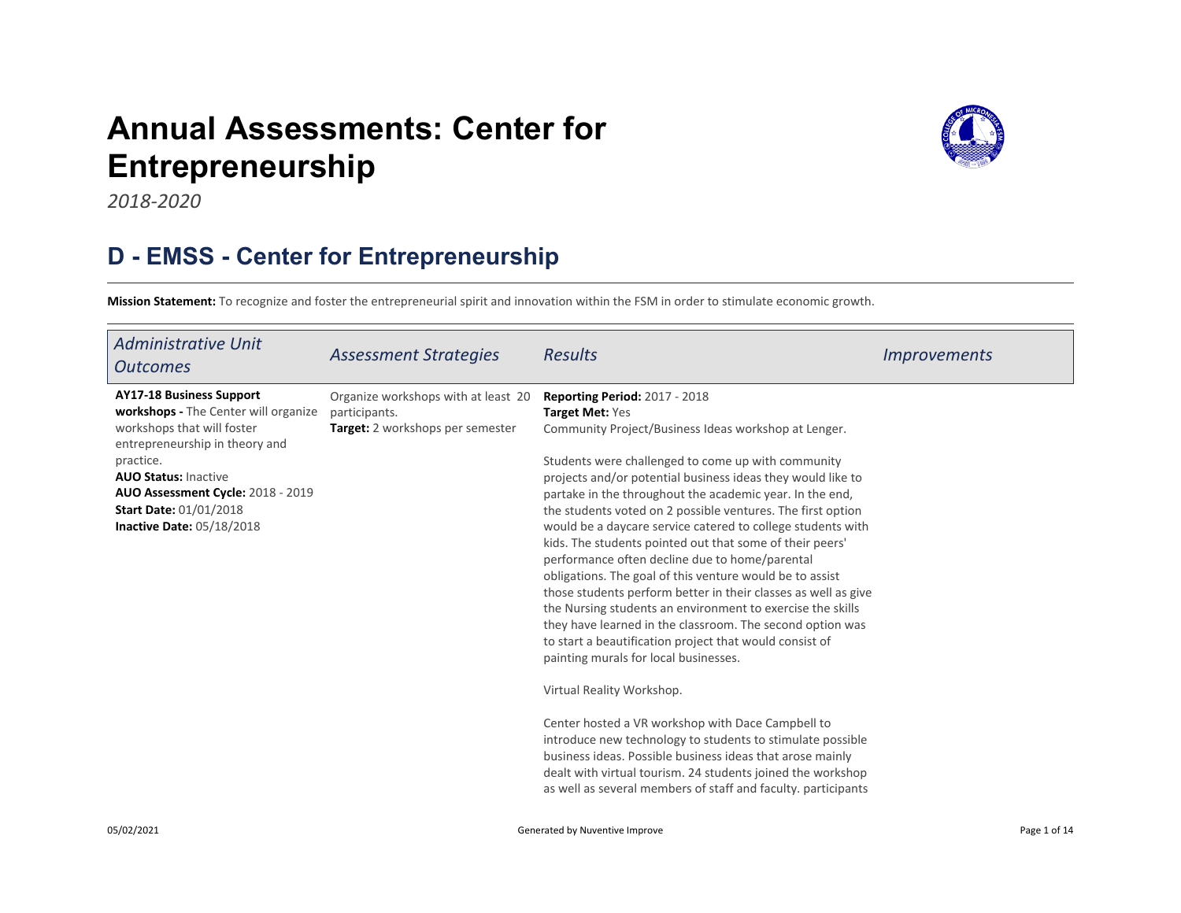# Annual Assessments: Center for Entrepreneurship

*2018-2020*

## D - EMSS - Center for Entrepreneurship

**Mission Statement:** To recognize and foster the entrepreneurial spirit and innovation within the FSM in order to stimulate economic growth.

| *Administrative Unit Outcomes* | *Assessment Strategies* | *Results* | *Improvements* |
|---|---|---|---|
| **AY17-18 Business Support workshops -** The Center will organize workshops that will foster entrepreneurship in theory and practice.<br>**AUO Status:** Inactive<br>**AUO Assessment Cycle:** 2018 - 2019<br>**Start Date:** 01/01/2018<br>**Inactive Date:** 05/18/2018 | Organize workshops with at least 20 participants.<br>**Target:** 2 workshops per semester | **Reporting Period:** 2017 - 2018<br>**Target Met:** Yes<br>Community Project/Business Ideas workshop at Lenger.<br><br>Students were challenged to come up with community projects and/or potential business ideas they would like to partake in the throughout the academic year. In the end, the students voted on 2 possible ventures. The first option would be a daycare service catered to college students with kids. The students pointed out that some of their peers' performance often decline due to home/parental obligations. The goal of this venture would be to assist those students perform better in their classes as well as give the Nursing students an environment to exercise the skills they have learned in the classroom. The second option was to start a beautification project that would consist of painting murals for local businesses.<br><br>Virtual Reality Workshop.<br><br>Center hosted a VR workshop with Dace Campbell to introduce new technology to students to stimulate possible business ideas. Possible business ideas that arose mainly dealt with virtual tourism. 24 students joined the workshop as well as several members of staff and faculty. participants | |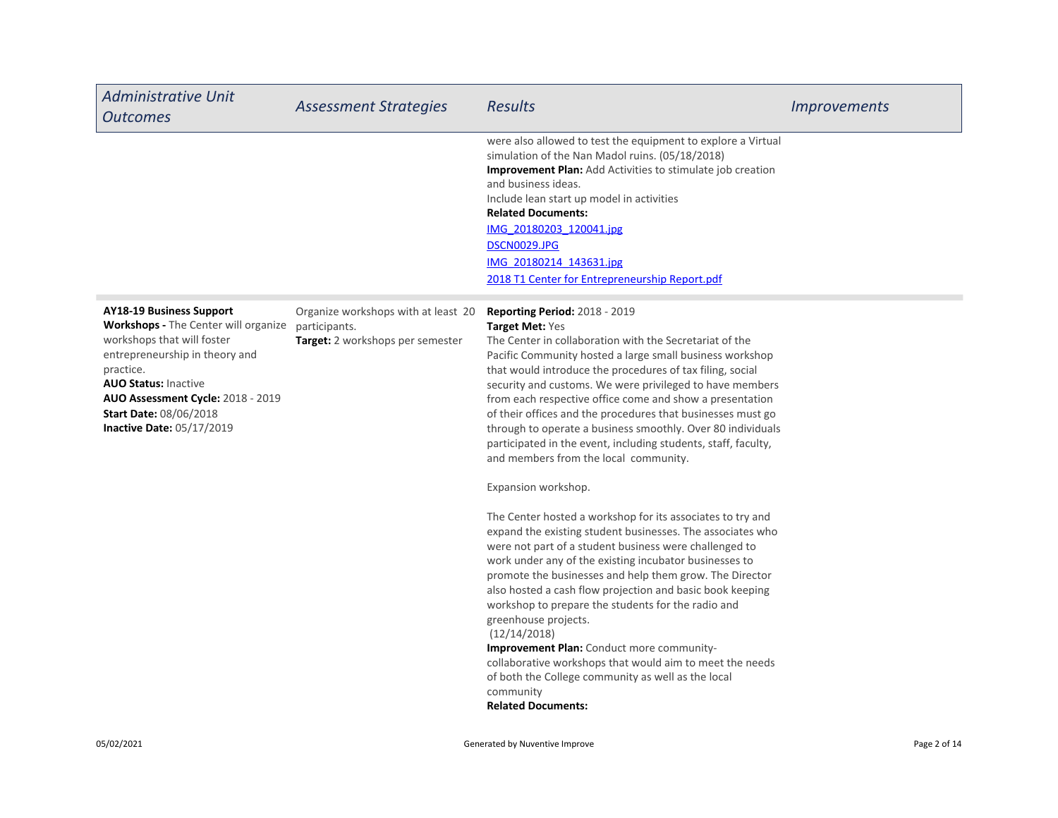| Administrative Unit Outcomes | Assessment Strategies | Results | Improvements |
|---|---|---|---|
| | | were also allowed to test the equipment to explore a Virtual simulation of the Nan Madol ruins. (05/18/2018)<br>**Improvement Plan:** Add Activities to stimulate job creation and business ideas.<br>Include lean start up model in activities<br>**Related Documents:**<br>IMG_20180203_120041.jpg<br>DSCN0029.JPG<br>IMG_20180214_143631.jpg<br>2018 T1 Center for Entrepreneurship Report.pdf | |
| **AY18-19 Business Support Workshops -** The Center will organize workshops that will foster entrepreneurship in theory and practice.<br>**AUO Status:** Inactive<br>**AUO Assessment Cycle:** 2018 - 2019<br>**Start Date:** 08/06/2018<br>**Inactive Date:** 05/17/2019 | Organize workshops with at least 20 participants.<br>**Target:** 2 workshops per semester | **Reporting Period:** 2018 - 2019<br>**Target Met:** Yes<br>The Center in collaboration with the Secretariat of the Pacific Community hosted a large small business workshop that would introduce the procedures of tax filing, social security and customs. We were privileged to have members from each respective office come and show a presentation of their offices and the procedures that businesses must go through to operate a business smoothly. Over 80 individuals participated in the event, including students, staff, faculty, and members from the local community.<br><br>Expansion workshop.<br><br>The Center hosted a workshop for its associates to try and expand the existing student businesses. The associates who were not part of a student business were challenged to work under any of the existing incubator businesses to promote the businesses and help them grow. The Director also hosted a cash flow projection and basic book keeping workshop to prepare the students for the radio and greenhouse projects.<br>(12/14/2018)<br>**Improvement Plan:** Conduct more community-collaborative workshops that would aim to meet the needs of both the College community as well as the local community<br>**Related Documents:** | |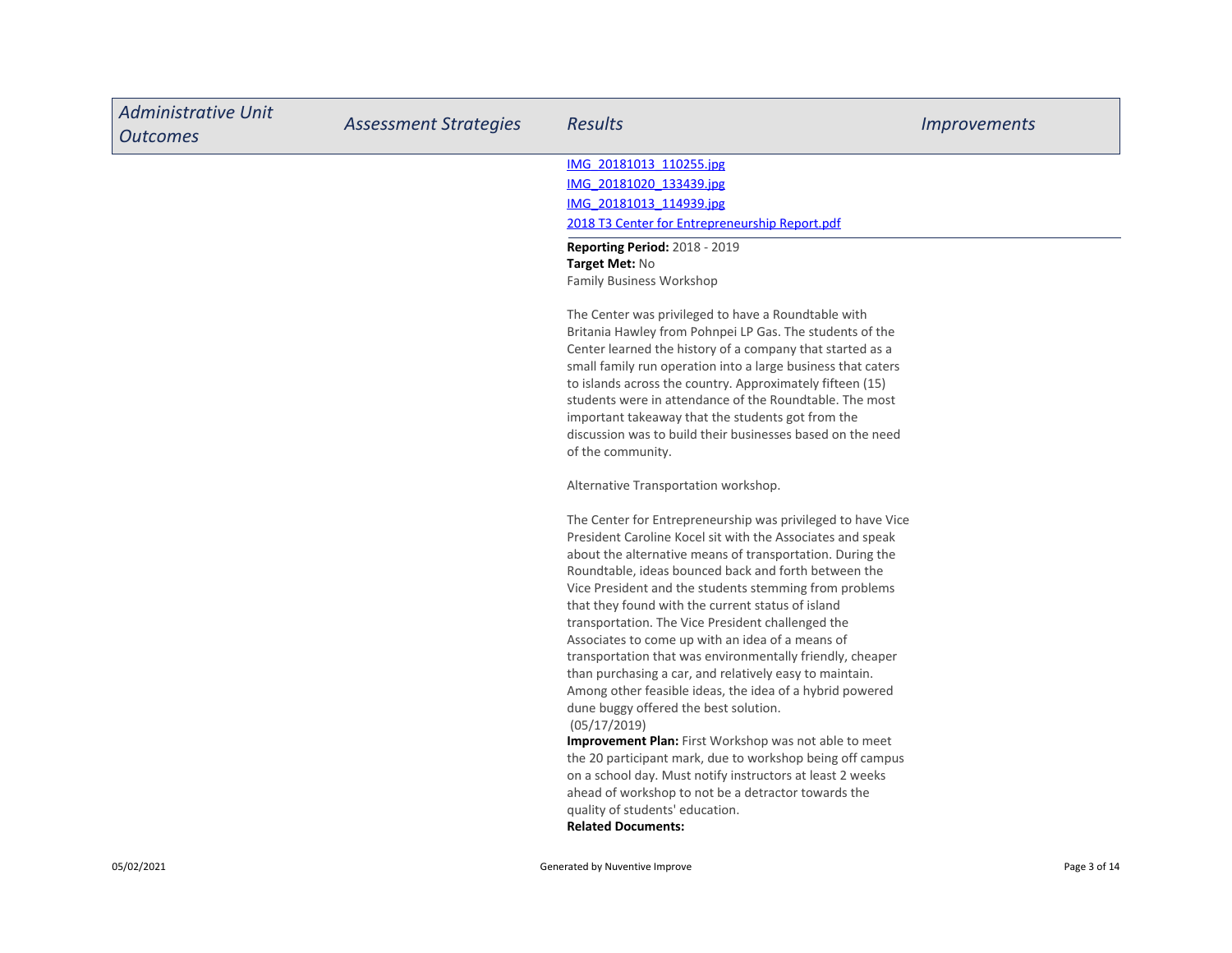| Administrative Unit Outcomes | Assessment Strategies | Results | Improvements |
| --- | --- | --- | --- |
| | | IMG_20181013_110255.jpg<br>IMG_20181020_133439.jpg<br>IMG_20181013_114939.jpg<br>2018 T3 Center for Entrepreneurship Report.pdf | |
| | | **Reporting Period:** 2018 - 2019<br>**Target Met:** No<br>Family Business Workshop<br><br>The Center was privileged to have a Roundtable with Britania Hawley from Pohnpei LP Gas. The students of the Center learned the history of a company that started as a small family run operation into a large business that caters to islands across the country. Approximately fifteen (15) students were in attendance of the Roundtable. The most important takeaway that the students got from the discussion was to build their businesses based on the need of the community.<br><br>Alternative Transportation workshop.<br><br>The Center for Entrepreneurship was privileged to have Vice President Caroline Kocel sit with the Associates and speak about the alternative means of transportation. During the Roundtable, ideas bounced back and forth between the Vice President and the students stemming from problems that they found with the current status of island transportation. The Vice President challenged the Associates to come up with an idea of a means of transportation that was environmentally friendly, cheaper than purchasing a car, and relatively easy to maintain. Among other feasible ideas, the idea of a hybrid powered dune buggy offered the best solution.<br>(05/17/2019)<br>**Improvement Plan:** First Workshop was not able to meet the 20 participant mark, due to workshop being off campus on a school day. Must notify instructors at least 2 weeks ahead of workshop to not be a detractor towards the quality of students' education.<br>**Related Documents:** | |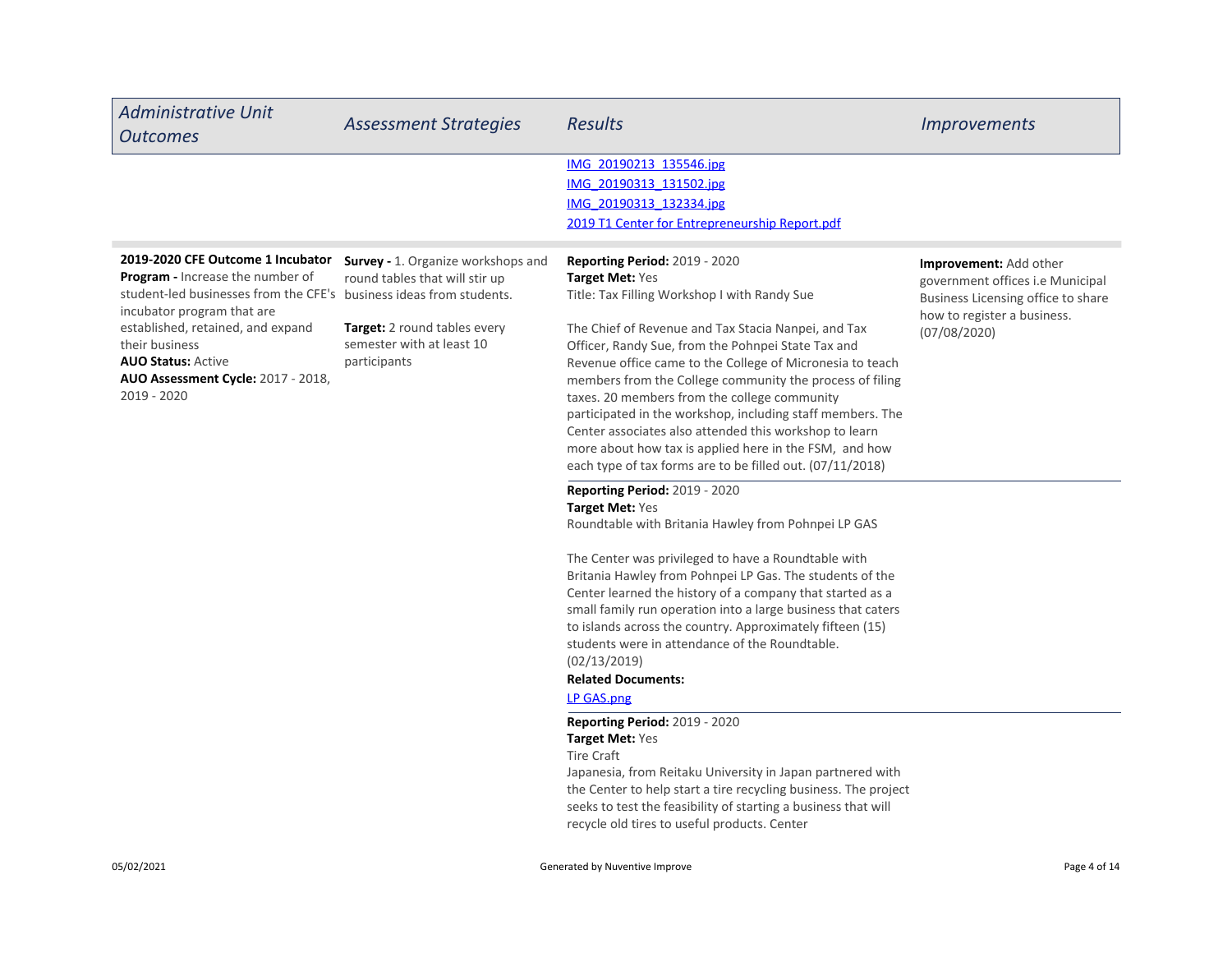| Administrative Unit Outcomes | Assessment Strategies | Results | Improvements |
|---|---|---|---|
| | | IMG_20190213_135546.jpg<br>IMG_20190313_131502.jpg<br>IMG_20190313_132334.jpg<br>2019 T1 Center for Entrepreneurship Report.pdf | |
| **2019-2020 CFE Outcome 1 Incubator Program -** Increase the number of student-led businesses from the CFE's incubator program that are established, retained, and expand their business<br>**AUO Status:** Active<br>**AUO Assessment Cycle:** 2017 - 2018, 2019 - 2020 | **Survey -** 1. Organize workshops and round tables that will stir up business ideas from students.<br><br>**Target:** 2 round tables every semester with at least 10 participants | **Reporting Period:** 2019 - 2020<br>**Target Met:** Yes<br>Title: Tax Filling Workshop I with Randy Sue<br><br>The Chief of Revenue and Tax Stacia Nanpei, and Tax Officer, Randy Sue, from the Pohnpei State Tax and Revenue office came to the College of Micronesia to teach members from the College community the process of filing taxes. 20 members from the college community participated in the workshop, including staff members. The Center associates also attended this workshop to learn more about how tax is applied here in the FSM, and how each type of tax forms are to be filled out. (07/11/2018) | **Improvement:** Add other government offices i.e Municipal Business Licensing office to share how to register a business. (07/08/2020) |
| | | **Reporting Period:** 2019 - 2020<br>**Target Met:** Yes<br>Roundtable with Britania Hawley from Pohnpei LP GAS<br><br>The Center was privileged to have a Roundtable with Britania Hawley from Pohnpei LP Gas. The students of the Center learned the history of a company that started as a small family run operation into a large business that caters to islands across the country. Approximately fifteen (15) students were in attendance of the Roundtable. (02/13/2019)<br>**Related Documents:**<br>LP GAS.png | |
| | | **Reporting Period:** 2019 - 2020<br>**Target Met:** Yes<br>Tire Craft<br>Japanesia, from Reitaku University in Japan partnered with the Center to help start a tire recycling business. The project seeks to test the feasibility of starting a business that will recycle old tires to useful products. Center | |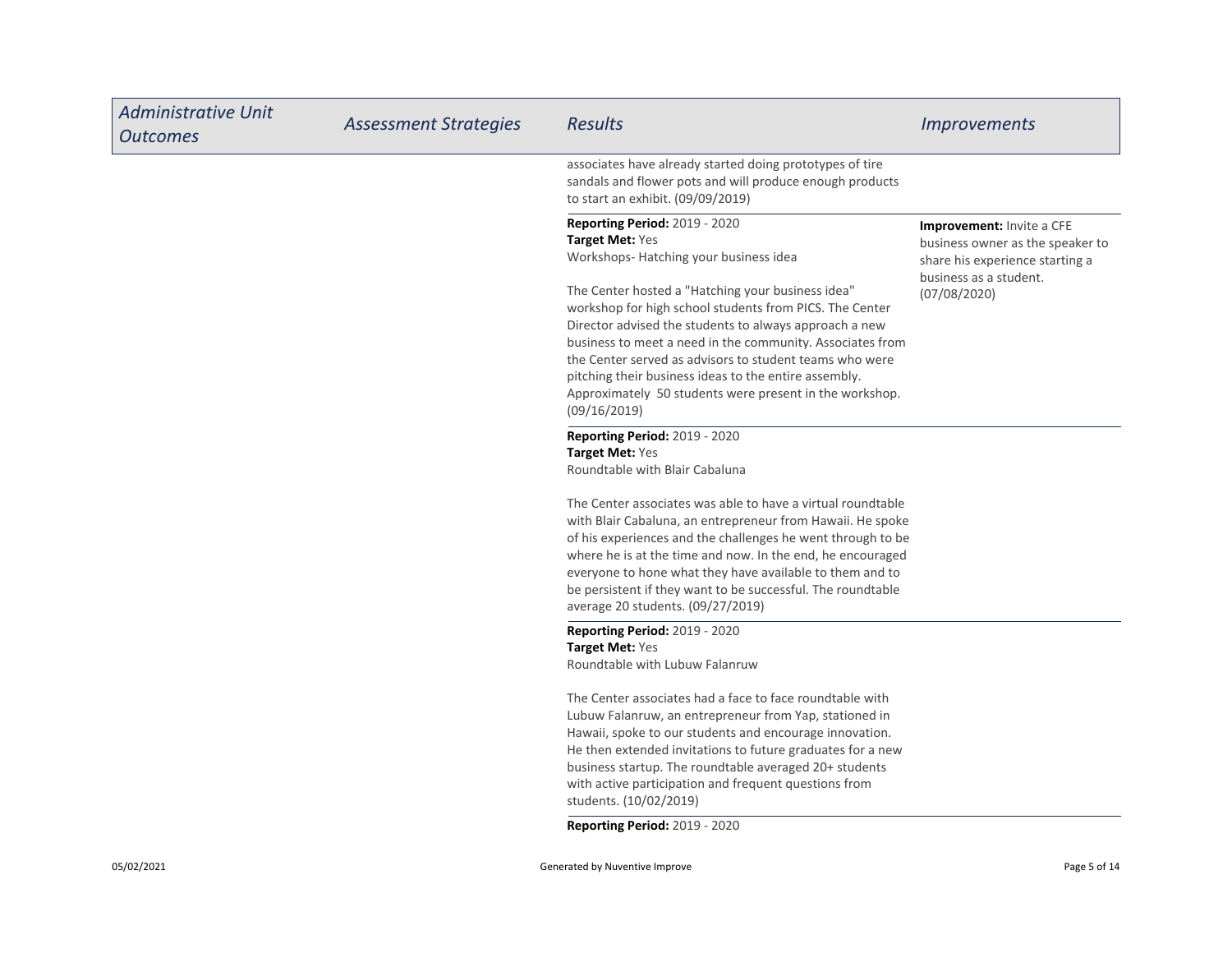| Administrative Unit Outcomes | Assessment Strategies | Results | Improvements |
| --- | --- | --- | --- |
| | | associates have already started doing prototypes of tire sandals and flower pots and will produce enough products to start an exhibit. (09/09/2019) | |
| | | **Reporting Period:** 2019 - 2020<br>**Target Met:** Yes<br>Workshops- Hatching your business idea<br><br>The Center hosted a "Hatching your business idea" workshop for high school students from PICS. The Center Director advised the students to always approach a new business to meet a need in the community. Associates from the Center served as advisors to student teams who were pitching their business ideas to the entire assembly. Approximately 50 students were present in the workshop. (09/16/2019) | **Improvement:** Invite a CFE business owner as the speaker to share his experience starting a business as a student. (07/08/2020) |
| | | **Reporting Period:** 2019 - 2020<br>**Target Met:** Yes<br>Roundtable with Blair Cabaluna<br><br>The Center associates was able to have a virtual roundtable with Blair Cabaluna, an entrepreneur from Hawaii. He spoke of his experiences and the challenges he went through to be where he is at the time and now. In the end, he encouraged everyone to hone what they have available to them and to be persistent if they want to be successful. The roundtable average 20 students. (09/27/2019) | |
| | | **Reporting Period:** 2019 - 2020<br>**Target Met:** Yes<br>Roundtable with Lubuw Falanruw<br><br>The Center associates had a face to face roundtable with Lubuw Falanruw, an entrepreneur from Yap, stationed in Hawaii, spoke to our students and encourage innovation. He then extended invitations to future graduates for a new business startup. The roundtable averaged 20+ students with active participation and frequent questions from students. (10/02/2019) | |
| | | **Reporting Period:** 2019 - 2020 | |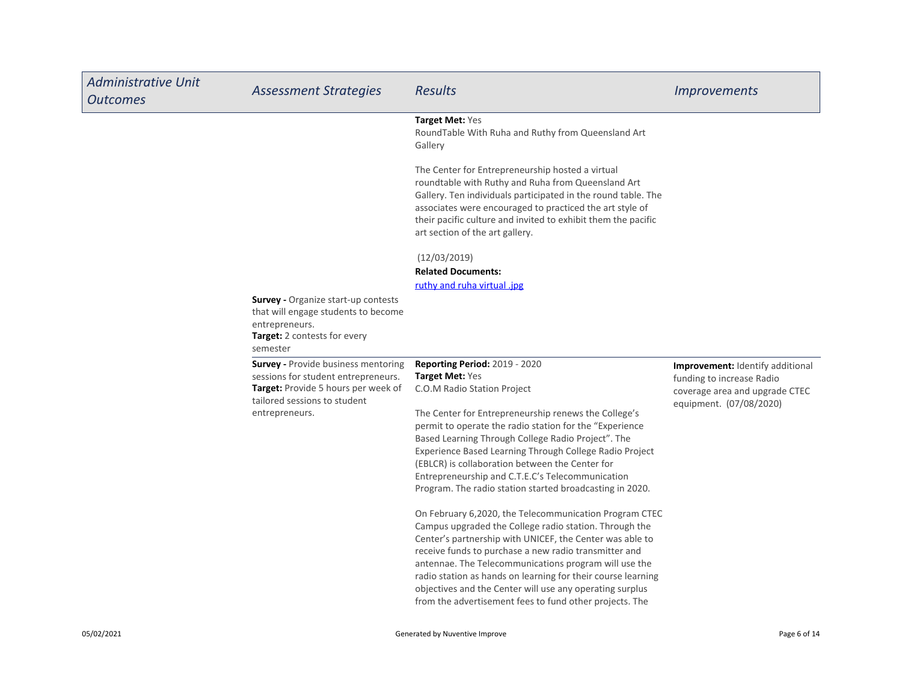| Administrative Unit Outcomes | Assessment Strategies | Results | Improvements |
| --- | --- | --- | --- |
| | | **Target Met:** Yes<br>RoundTable With Ruha and Ruthy from Queensland Art Gallery<br><br>The Center for Entrepreneurship hosted a virtual roundtable with Ruthy and Ruha from Queensland Art Gallery. Ten individuals participated in the round table. The associates were encouraged to practiced the art style of their pacific culture and invited to exhibit them the pacific art section of the art gallery.<br><br>(12/03/2019)<br>**Related Documents:**<br>ruthy and ruha virtual .jpg | |
| | **Survey -** Organize start-up contests that will engage students to become entrepreneurs.<br>**Target:** 2 contests for every semester | | |
| | **Survey -** Provide business mentoring sessions for student entrepreneurs.<br>**Target:** Provide 5 hours per week of tailored sessions to student entrepreneurs. | **Reporting Period:** 2019 - 2020<br>**Target Met:** Yes<br>C.O.M Radio Station Project<br><br>The Center for Entrepreneurship renews the College's permit to operate the radio station for the "Experience Based Learning Through College Radio Project". The Experience Based Learning Through College Radio Project (EBLCR) is collaboration between the Center for Entrepreneurship and C.T.E.C's Telecommunication Program. The radio station started broadcasting in 2020.<br><br>On February 6,2020, the Telecommunication Program CTEC Campus upgraded the College radio station. Through the Center's partnership with UNICEF, the Center was able to receive funds to purchase a new radio transmitter and antennae. The Telecommunications program will use the radio station as hands on learning for their course learning objectives and the Center will use any operating surplus from the advertisement fees to fund other projects. The | **Improvement:** Identify additional funding to increase Radio coverage area and upgrade CTEC equipment. (07/08/2020) |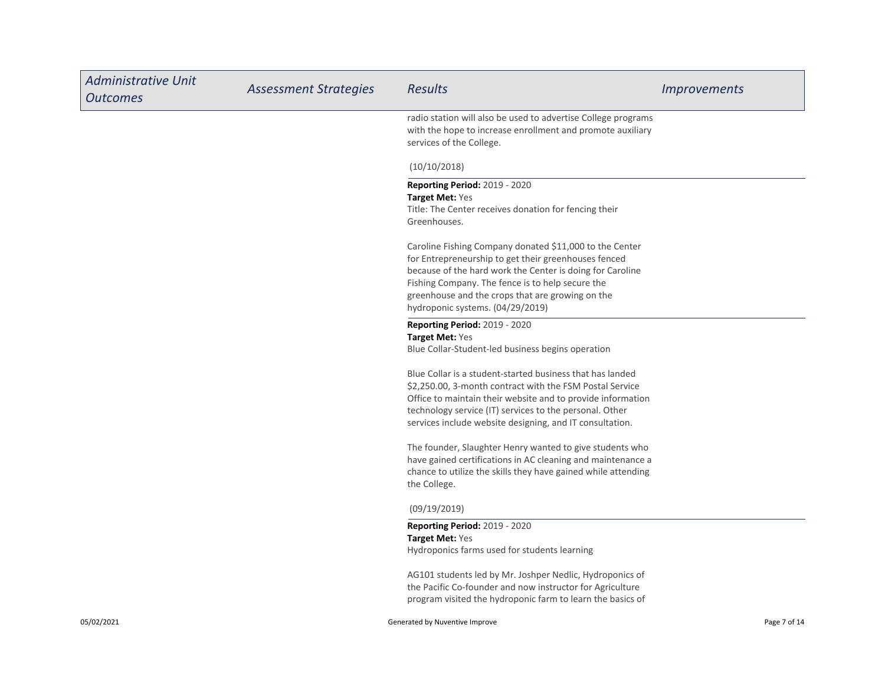| Administrative Unit Outcomes | Assessment Strategies | Results | Improvements |
| --- | --- | --- | --- |
| | | radio station will also be used to advertise College programs with the hope to increase enrollment and promote auxiliary services of the College.<br><br>(10/10/2018) | |
| | | **Reporting Period:** 2019 - 2020<br>**Target Met:** Yes<br>Title: The Center receives donation for fencing their Greenhouses.<br><br>Caroline Fishing Company donated $11,000 to the Center for Entrepreneurship to get their greenhouses fenced because of the hard work the Center is doing for Caroline Fishing Company. The fence is to help secure the greenhouse and the crops that are growing on the hydroponic systems. (04/29/2019) | |
| | | **Reporting Period:** 2019 - 2020<br>**Target Met:** Yes<br>Blue Collar-Student-led business begins operation<br><br>Blue Collar is a student-started business that has landed $2,250.00, 3-month contract with the FSM Postal Service Office to maintain their website and to provide information technology service (IT) services to the personal. Other services include website designing, and IT consultation.<br><br>The founder, Slaughter Henry wanted to give students who have gained certifications in AC cleaning and maintenance a chance to utilize the skills they have gained while attending the College.<br><br>(09/19/2019) | |
| | | **Reporting Period:** 2019 - 2020<br>**Target Met:** Yes<br>Hydroponics farms used for students learning<br><br>AG101 students led by Mr. Joshper Nedlic, Hydroponics of the Pacific Co-founder and now instructor for Agriculture program visited the hydroponic farm to learn the basics of | |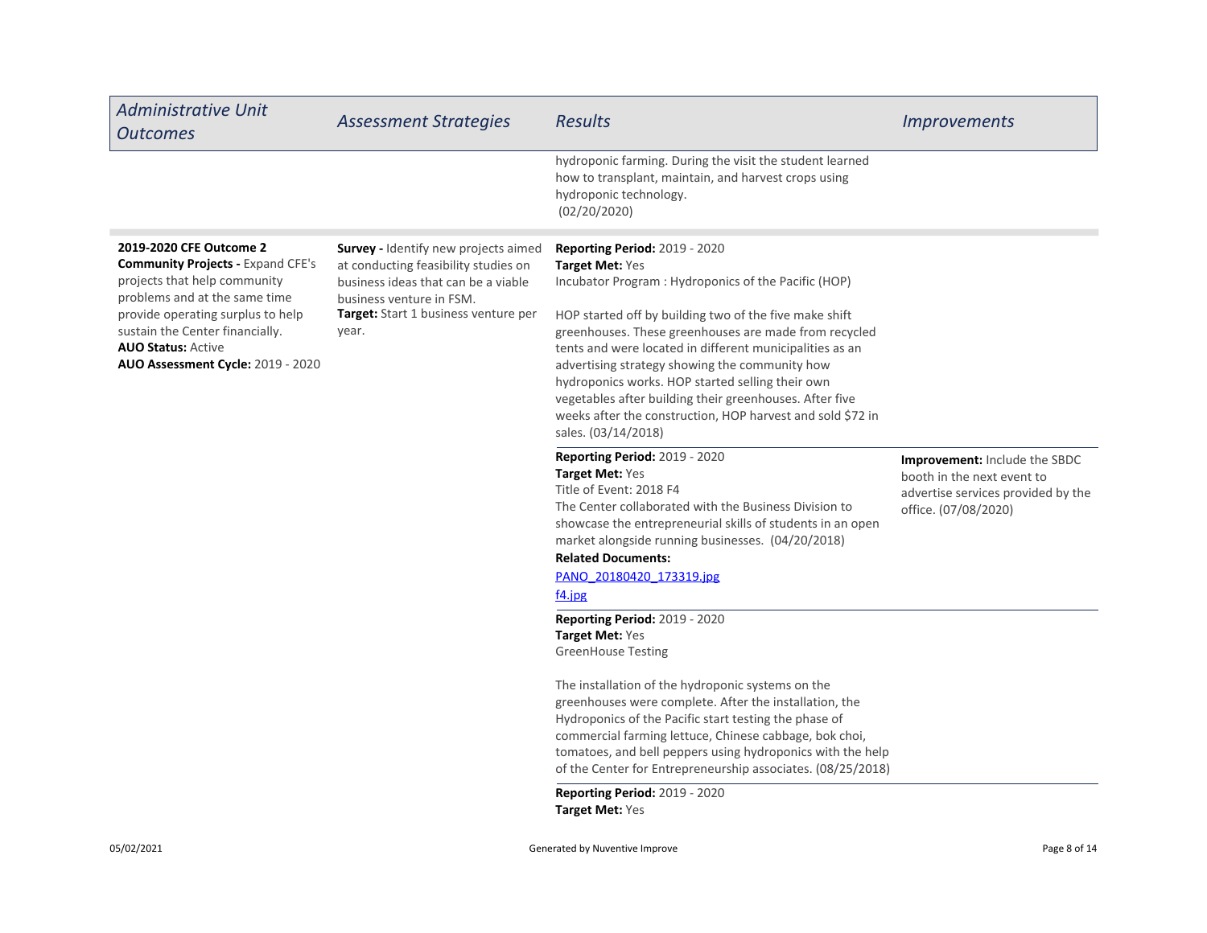| Administrative Unit Outcomes | Assessment Strategies | Results | Improvements |
|---|---|---|---|
| | | hydroponic farming. During the visit the student learned how to transplant, maintain, and harvest crops using hydroponic technology. (02/20/2020) | |
| **2019-2020 CFE Outcome 2** **Community Projects -** Expand CFE's projects that help community problems and at the same time provide operating surplus to help sustain the Center financially. **AUO Status:** Active **AUO Assessment Cycle:** 2019 - 2020 | **Survey -** Identify new projects aimed at conducting feasibility studies on business ideas that can be a viable business venture in FSM. **Target:** Start 1 business venture per year. | **Reporting Period:** 2019 - 2020 **Target Met:** Yes Incubator Program : Hydroponics of the Pacific (HOP) HOP started off by building two of the five make shift greenhouses. These greenhouses are made from recycled tents and were located in different municipalities as an advertising strategy showing the community how hydroponics works. HOP started selling their own vegetables after building their greenhouses. After five weeks after the construction, HOP harvest and sold $72 in sales. (03/14/2018) | |
| | | **Reporting Period:** 2019 - 2020 **Target Met:** Yes Title of Event: 2018 F4 The Center collaborated with the Business Division to showcase the entrepreneurial skills of students in an open market alongside running businesses. (04/20/2018) **Related Documents:** PANO_20180420_173319.jpg f4.jpg | **Improvement:** Include the SBDC booth in the next event to advertise services provided by the office. (07/08/2020) |
| | | **Reporting Period:** 2019 - 2020 **Target Met:** Yes GreenHouse Testing The installation of the hydroponic systems on the greenhouses were complete. After the installation, the Hydroponics of the Pacific start testing the phase of commercial farming lettuce, Chinese cabbage, bok choi, tomatoes, and bell peppers using hydroponics with the help of the Center for Entrepreneurship associates. (08/25/2018) | |
| | | **Reporting Period:** 2019 - 2020 **Target Met:** Yes | |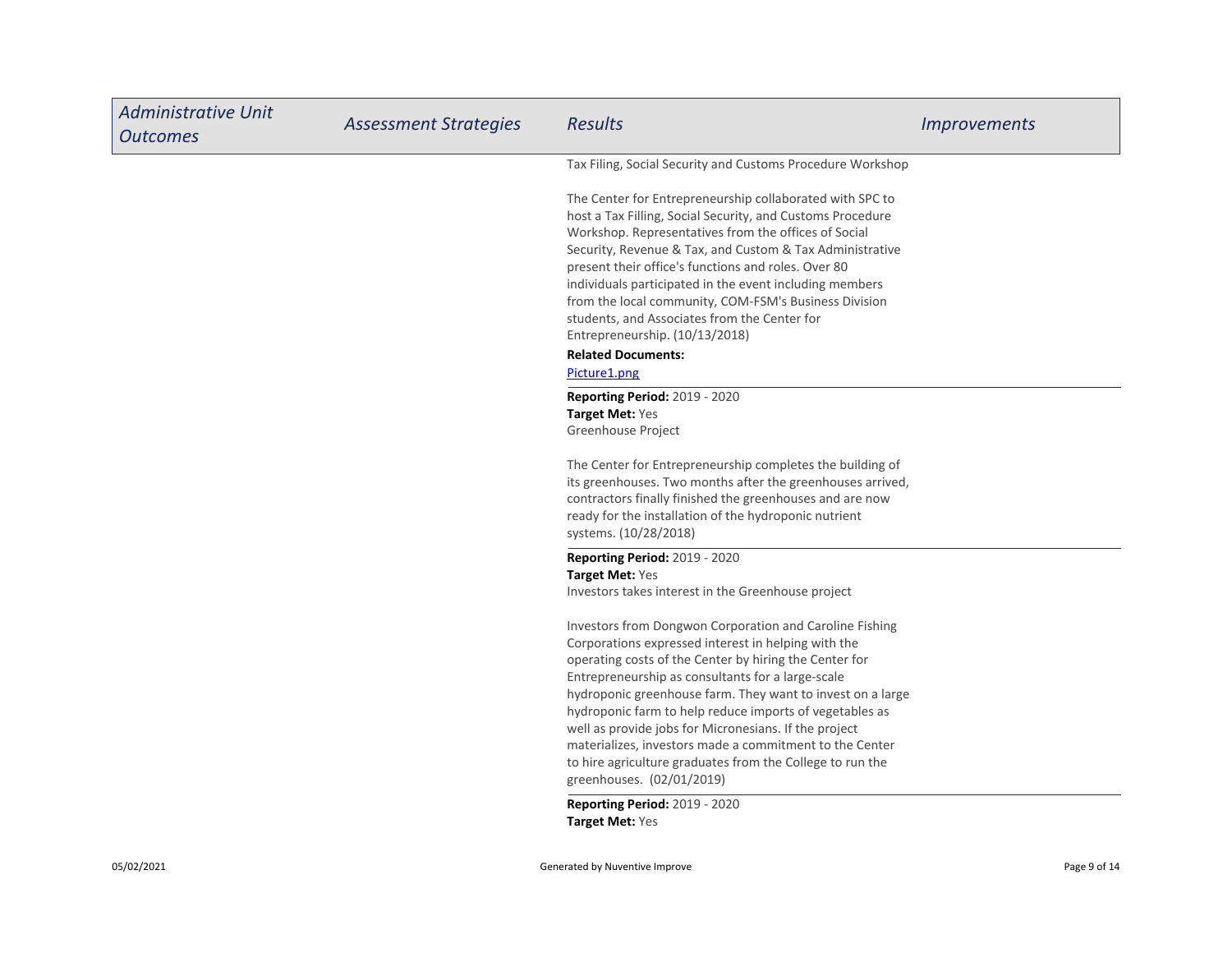| Administrative Unit Outcomes | Assessment Strategies | Results | Improvements |
| --- | --- | --- | --- |
| | | Tax Filing, Social Security and Customs Procedure Workshop<br><br>The Center for Entrepreneurship collaborated with SPC to host a Tax Filling, Social Security, and Customs Procedure Workshop. Representatives from the offices of Social Security, Revenue & Tax, and Custom & Tax Administrative present their office's functions and roles. Over 80 individuals participated in the event including members from the local community, COM-FSM's Business Division students, and Associates from the Center for Entrepreneurship. (10/13/2018)<br>**Related Documents:**<br>Picture1.png | |
| | | **Reporting Period:** 2019 - 2020<br>**Target Met:** Yes<br>Greenhouse Project<br><br>The Center for Entrepreneurship completes the building of its greenhouses. Two months after the greenhouses arrived, contractors finally finished the greenhouses and are now ready for the installation of the hydroponic nutrient systems. (10/28/2018) | |
| | | **Reporting Period:** 2019 - 2020<br>**Target Met:** Yes<br>Investors takes interest in the Greenhouse project<br><br>Investors from Dongwon Corporation and Caroline Fishing Corporations expressed interest in helping with the operating costs of the Center by hiring the Center for Entrepreneurship as consultants for a large-scale hydroponic greenhouse farm. They want to invest on a large hydroponic farm to help reduce imports of vegetables as well as provide jobs for Micronesians. If the project materializes, investors made a commitment to the Center to hire agriculture graduates from the College to run the greenhouses. (02/01/2019) | |
| | | **Reporting Period:** 2019 - 2020<br>**Target Met:** Yes | |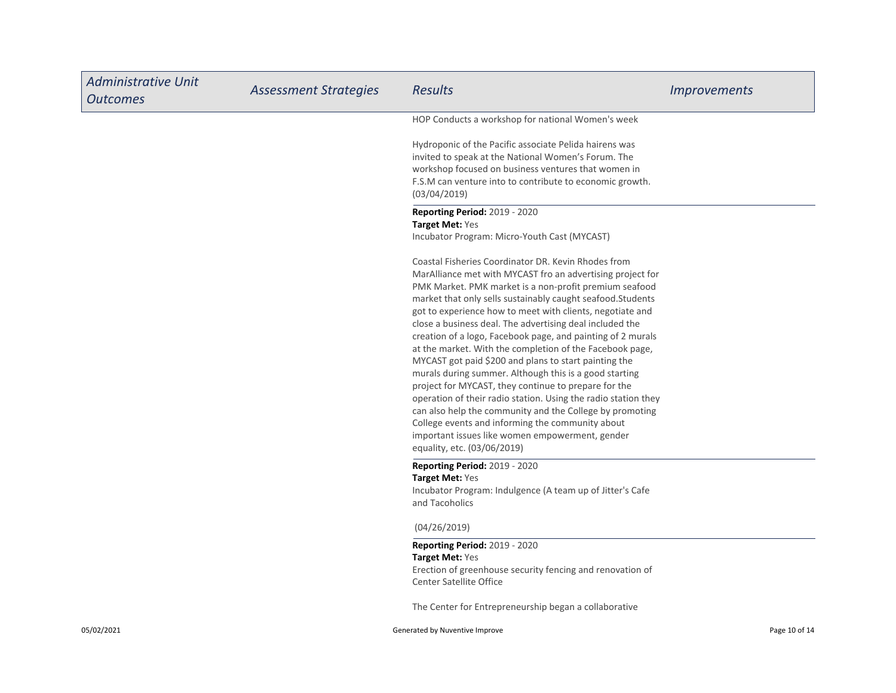| Administrative Unit Outcomes | Assessment Strategies | Results | Improvements |
|---|---|---|---|
| | | HOP Conducts a workshop for national Women's week<br><br>Hydroponic of the Pacific associate Pelida hairens was invited to speak at the National Women's Forum. The workshop focused on business ventures that women in F.S.M can venture into to contribute to economic growth. (03/04/2019) | |
| | | **Reporting Period:** 2019 - 2020<br>**Target Met:** Yes<br>Incubator Program: Micro-Youth Cast (MYCAST)<br><br>Coastal Fisheries Coordinator DR. Kevin Rhodes from MarAlliance met with MYCAST fro an advertising project for PMK Market. PMK market is a non-profit premium seafood market that only sells sustainably caught seafood.Students got to experience how to meet with clients, negotiate and close a business deal. The advertising deal included the creation of a logo, Facebook page, and painting of 2 murals at the market. With the completion of the Facebook page, MYCAST got paid $200 and plans to start painting the murals during summer. Although this is a good starting project for MYCAST, they continue to prepare for the operation of their radio station. Using the radio station they can also help the community and the College by promoting College events and informing the community about important issues like women empowerment, gender equality, etc. (03/06/2019) | |
| | | **Reporting Period:** 2019 - 2020<br>**Target Met:** Yes<br>Incubator Program: Indulgence (A team up of Jitter's Cafe and Tacoholics<br><br>(04/26/2019) | |
| | | **Reporting Period:** 2019 - 2020<br>**Target Met:** Yes<br>Erection of greenhouse security fencing and renovation of Center Satellite Office<br><br>The Center for Entrepreneurship began a collaborative | |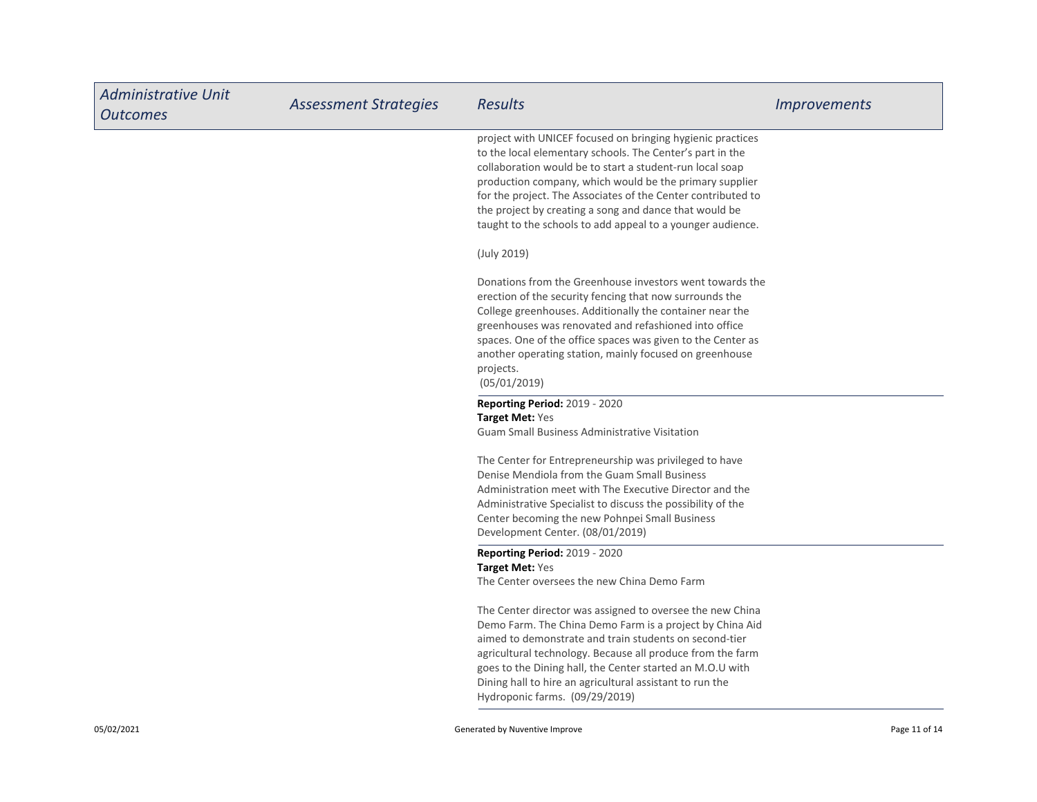| Administrative Unit Outcomes | Assessment Strategies | Results | Improvements |
|---|---|---|---|
| | | project with UNICEF focused on bringing hygienic practices to the local elementary schools. The Center's part in the collaboration would be to start a student-run local soap production company, which would be the primary supplier for the project. The Associates of the Center contributed to the project by creating a song and dance that would be taught to the schools to add appeal to a younger audience.<br><br>(July 2019)<br><br>Donations from the Greenhouse investors went towards the erection of the security fencing that now surrounds the College greenhouses. Additionally the container near the greenhouses was renovated and refashioned into office spaces. One of the office spaces was given to the Center as another operating station, mainly focused on greenhouse projects.<br>(05/01/2019) | |
| | | **Reporting Period:** 2019 - 2020<br>**Target Met:** Yes<br>Guam Small Business Administrative Visitation<br><br>The Center for Entrepreneurship was privileged to have Denise Mendiola from the Guam Small Business Administration meet with The Executive Director and the Administrative Specialist to discuss the possibility of the Center becoming the new Pohnpei Small Business Development Center. (08/01/2019) | |
| | | **Reporting Period:** 2019 - 2020<br>**Target Met:** Yes<br>The Center oversees the new China Demo Farm<br><br>The Center director was assigned to oversee the new China Demo Farm. The China Demo Farm is a project by China Aid aimed to demonstrate and train students on second-tier agricultural technology. Because all produce from the farm goes to the Dining hall, the Center started an M.O.U with Dining hall to hire an agricultural assistant to run the Hydroponic farms. (09/29/2019) | |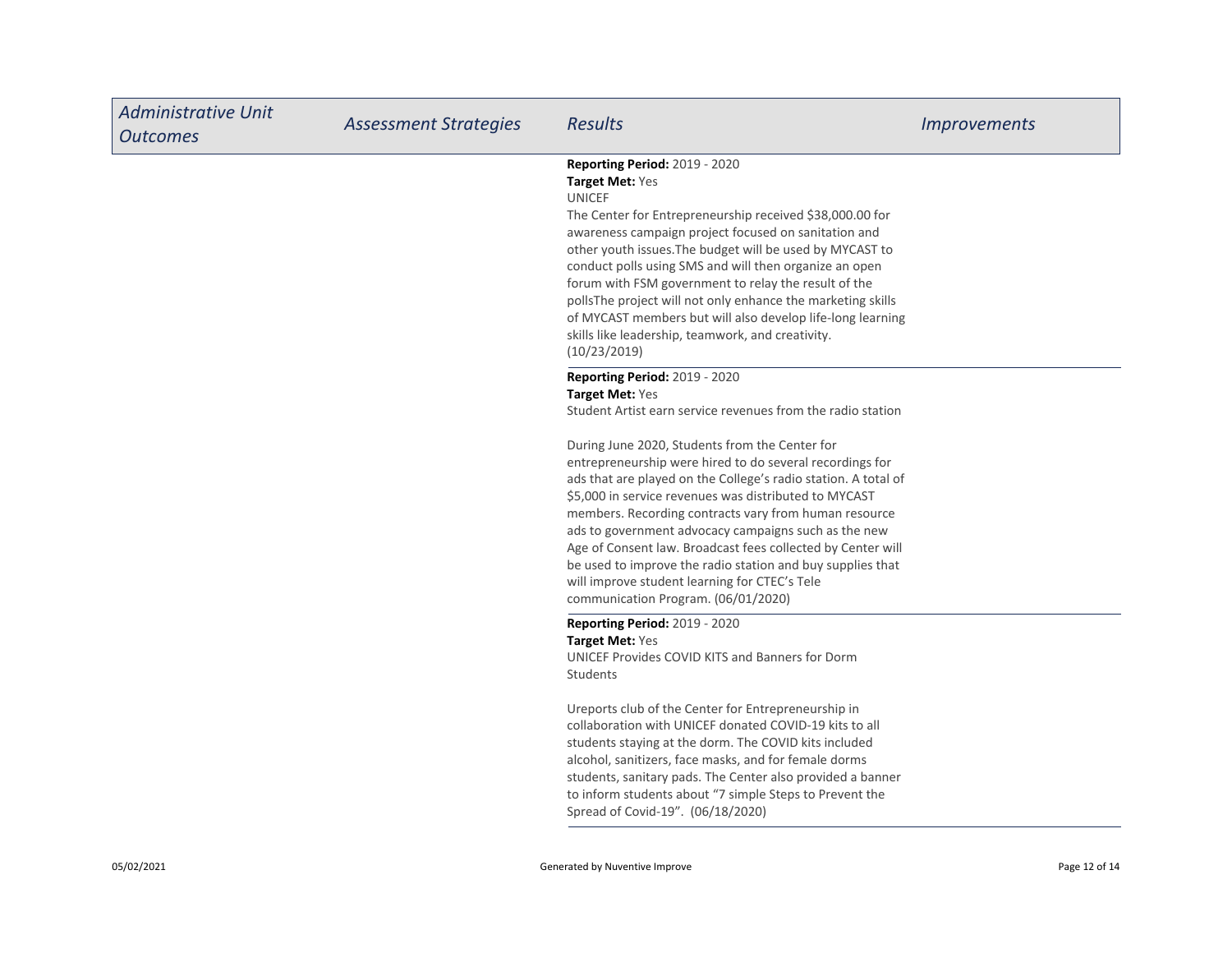| Administrative Unit Outcomes | Assessment Strategies | Results | Improvements |
|---|---|---|---|
| | | **Reporting Period:** 2019 - 2020<br>**Target Met:** Yes<br>UNICEF<br>The Center for Entrepreneurship received $38,000.00 for awareness campaign project focused on sanitation and other youth issues.The budget will be used by MYCAST to conduct polls using SMS and will then organize an open forum with FSM government to relay the result of the pollsThe project will not only enhance the marketing skills of MYCAST members but will also develop life-long learning skills like leadership, teamwork, and creativity. (10/23/2019) | |
| | | **Reporting Period:** 2019 - 2020<br>**Target Met:** Yes<br>Student Artist earn service revenues from the radio station<br><br>During June 2020, Students from the Center for entrepreneurship were hired to do several recordings for ads that are played on the College's radio station. A total of $5,000 in service revenues was distributed to MYCAST members. Recording contracts vary from human resource ads to government advocacy campaigns such as the new Age of Consent law. Broadcast fees collected by Center will be used to improve the radio station and buy supplies that will improve student learning for CTEC's Tele communication Program. (06/01/2020) | |
| | | **Reporting Period:** 2019 - 2020<br>**Target Met:** Yes<br>UNICEF Provides COVID KITS and Banners for Dorm Students<br><br>Ureports club of the Center for Entrepreneurship in collaboration with UNICEF donated COVID-19 kits to all students staying at the dorm. The COVID kits included alcohol, sanitizers, face masks, and for female dorms students, sanitary pads. The Center also provided a banner to inform students about "7 simple Steps to Prevent the Spread of Covid-19". (06/18/2020) | |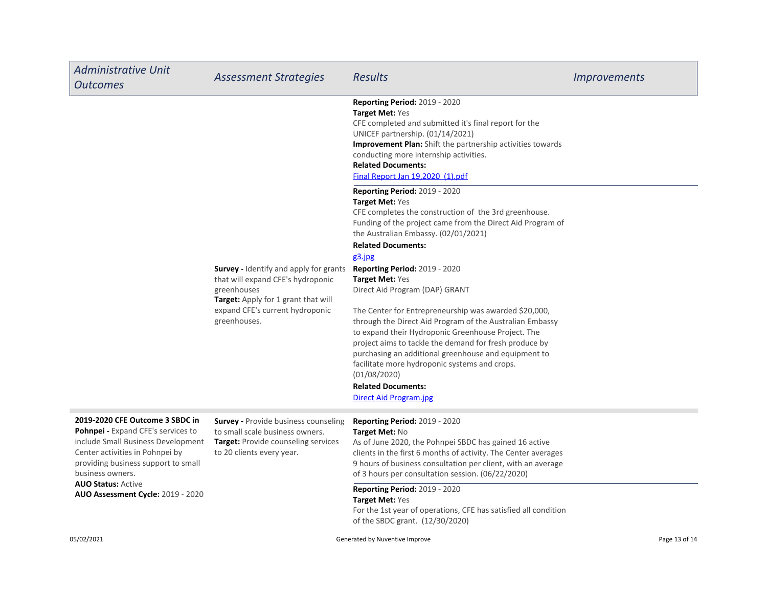| Administrative Unit Outcomes | Assessment Strategies | Results | Improvements |
| --- | --- | --- | --- |
| | | **Reporting Period:** 2019 - 2020<br>**Target Met:** Yes<br>CFE completed and submitted it's final report for the UNICEF partnership. (01/14/2021)<br>**Improvement Plan:** Shift the partnership activities towards conducting more internship activities.<br>**Related Documents:**<br>Final Report Jan 19,2020 (1).pdf | |
| | | **Reporting Period:** 2019 - 2020<br>**Target Met:** Yes<br>CFE completes the construction of the 3rd greenhouse. Funding of the project came from the Direct Aid Program of the Australian Embassy. (02/01/2021)<br>**Related Documents:**<br>g3.jpg | |
| | **Survey -** Identify and apply for grants that will expand CFE's hydroponic greenhouses<br>**Target:** Apply for 1 grant that will expand CFE's current hydroponic greenhouses. | **Reporting Period:** 2019 - 2020<br>**Target Met:** Yes<br>Direct Aid Program (DAP) GRANT<br><br>The Center for Entrepreneurship was awarded $20,000, through the Direct Aid Program of the Australian Embassy to expand their Hydroponic Greenhouse Project. The project aims to tackle the demand for fresh produce by purchasing an additional greenhouse and equipment to facilitate more hydroponic systems and crops. (01/08/2020)<br>**Related Documents:**<br>Direct Aid Program.jpg | |
| **2019-2020 CFE Outcome 3 SBDC in Pohnpei -** Expand CFE's services to include Small Business Development Center activities in Pohnpei by providing business support to small business owners.<br>**AUO Status:** Active<br>**AUO Assessment Cycle:** 2019 - 2020 | **Survey -** Provide business counseling to small scale business owners.<br>**Target:** Provide counseling services to 20 clients every year. | **Reporting Period:** 2019 - 2020<br>**Target Met:** No<br>As of June 2020, the Pohnpei SBDC has gained 16 active clients in the first 6 months of activity. The Center averages 9 hours of business consultation per client, with an average of 3 hours per consultation session. (06/22/2020) | |
| | | **Reporting Period:** 2019 - 2020<br>**Target Met:** Yes<br>For the 1st year of operations, CFE has satisfied all condition of the SBDC grant. (12/30/2020) | |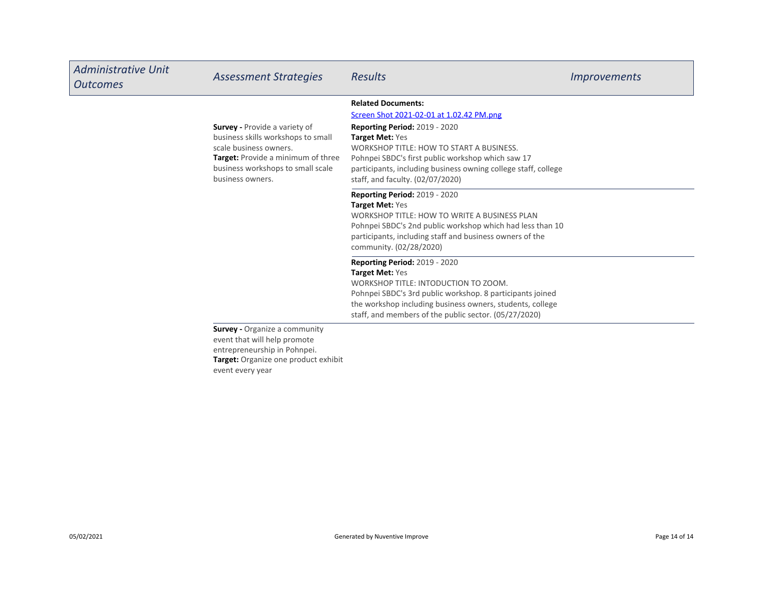| Administrative Unit Outcomes | Assessment Strategies | Results | Improvements |
| --- | --- | --- | --- |
| | **Survey -** Provide a variety of business skills workshops to small scale business owners.<br>**Target:** Provide a minimum of three business workshops to small scale business owners. | **Related Documents:**<br>Screen Shot 2021-02-01 at 1.02.42 PM.png<br>**Reporting Period:** 2019 - 2020<br>**Target Met:** Yes<br>WORKSHOP TITLE: HOW TO START A BUSINESS.<br>Pohnpei SBDC's first public workshop which saw 17 participants, including business owning college staff, college staff, and faculty. (02/07/2020) | |
| | | **Reporting Period:** 2019 - 2020<br>**Target Met:** Yes<br>WORKSHOP TITLE: HOW TO WRITE A BUSINESS PLAN<br>Pohnpei SBDC's 2nd public workshop which had less than 10 participants, including staff and business owners of the community. (02/28/2020) | |
| | | **Reporting Period:** 2019 - 2020<br>**Target Met:** Yes<br>WORKSHOP TITLE: INTODUCTION TO ZOOM.<br>Pohnpei SBDC's 3rd public workshop. 8 participants joined the workshop including business owners, students, college staff, and members of the public sector. (05/27/2020) | |
| | **Survey -** Organize a community event that will help promote entrepreneurship in Pohnpei.<br>**Target:** Organize one product exhibit event every year | | |